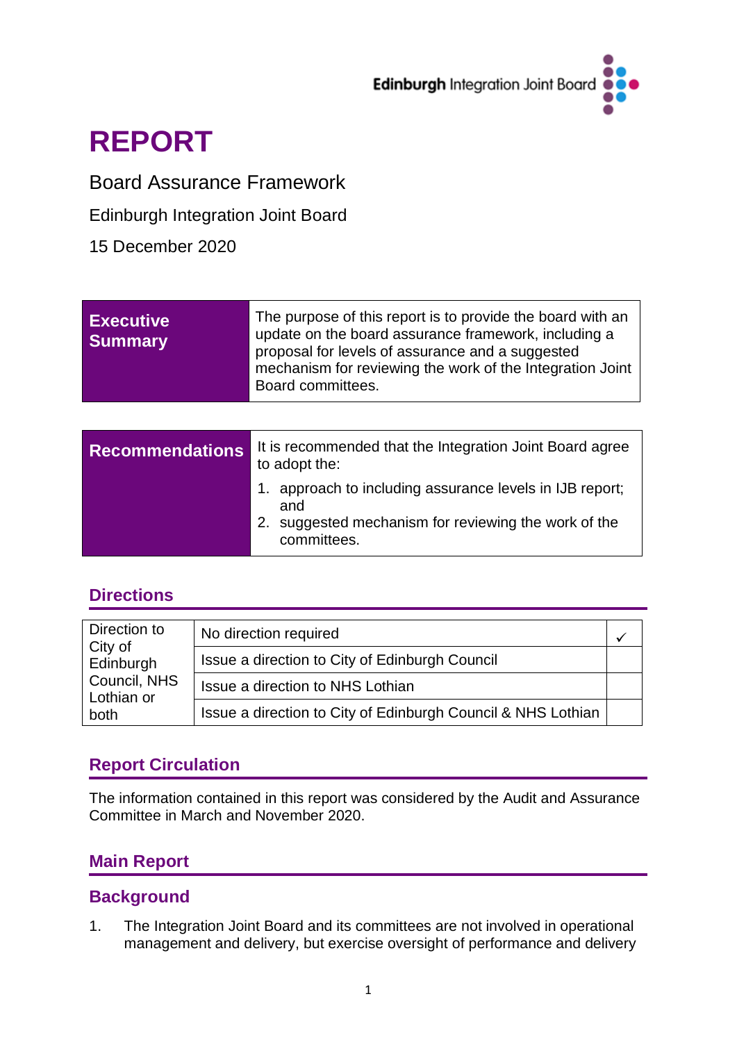Edinburgh Integration Joint Board

# REPORT

Board Assurance Framework

Edinburgh Integration Joint Board

15 December 2020

| **Executive Summary** | The purpose of this report is to provide the board with an update on the board assurance framework, including a proposal for levels of assurance and a suggested mechanism for reviewing the work of the Integration Joint Board committees. |
|---|---|

| **Recommendations** | It is recommended that the Integration Joint Board agree to adopt the:<br>1. approach to including assurance levels in IJB report; and<br>2. suggested mechanism for reviewing the work of the committees. |
|---|---|

## Directions

| Direction to City of Edinburgh Council, NHS Lothian or both | No direction required | ✓ |
|---|---|---|
| | Issue a direction to City of Edinburgh Council | |
| | Issue a direction to NHS Lothian | |
| | Issue a direction to City of Edinburgh Council & NHS Lothian | |

## Report Circulation

The information contained in this report was considered by the Audit and Assurance Committee in March and November 2020.

## Main Report

## Background

1. The Integration Joint Board and its committees are not involved in operational management and delivery, but exercise oversight of performance and delivery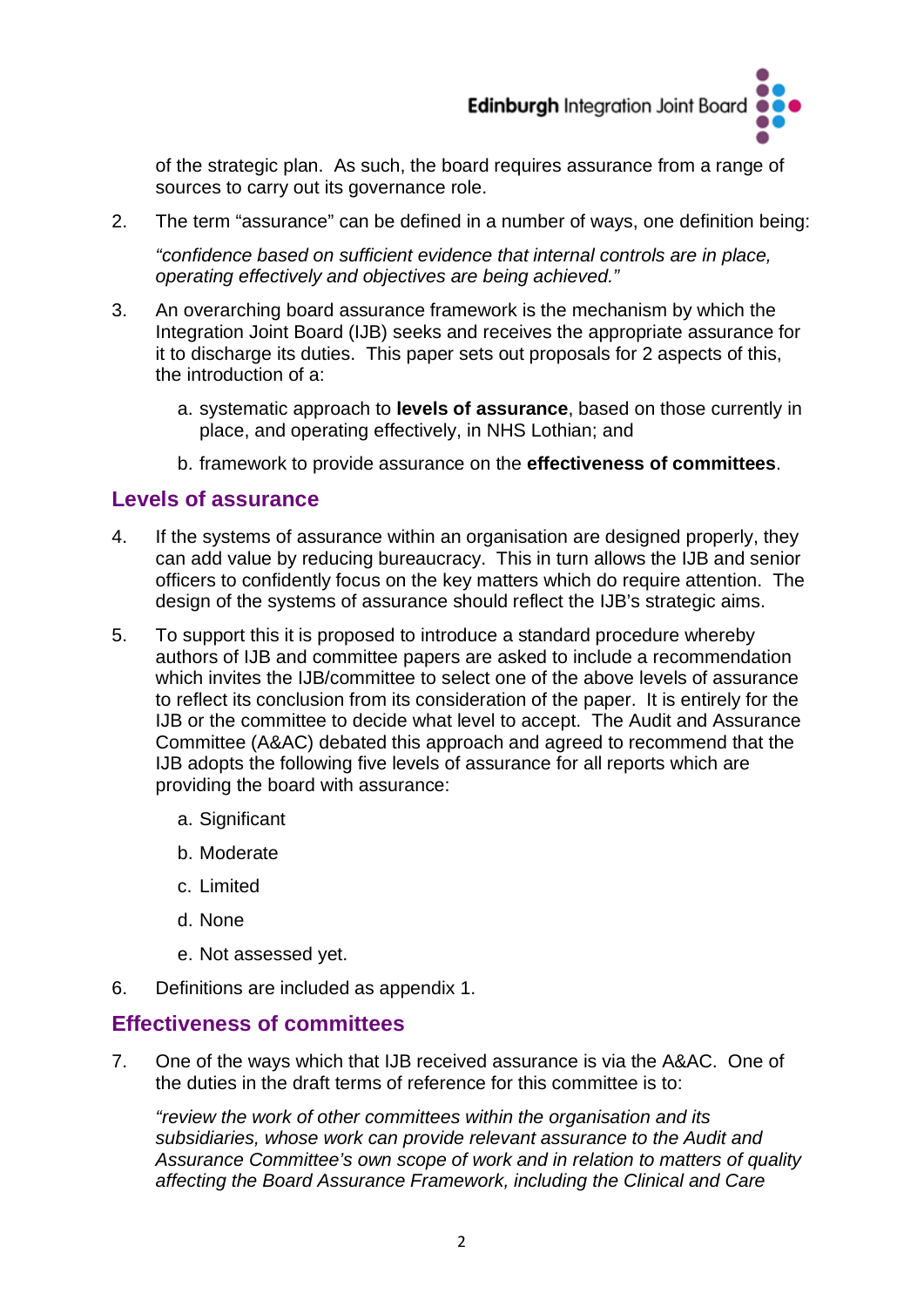of the strategic plan. As such, the board requires assurance from a range of sources to carry out its governance role.

2. The term "assurance" can be defined in a number of ways, one definition being:

   *"confidence based on sufficient evidence that internal controls are in place, operating effectively and objectives are being achieved."*

3. An overarching board assurance framework is the mechanism by which the Integration Joint Board (IJB) seeks and receives the appropriate assurance for it to discharge its duties. This paper sets out proposals for 2 aspects of this, the introduction of a:

   a. systematic approach to **levels of assurance**, based on those currently in place, and operating effectively, in NHS Lothian; and

   b. framework to provide assurance on the **effectiveness of committees**.

## Levels of assurance

4. If the systems of assurance within an organisation are designed properly, they can add value by reducing bureaucracy. This in turn allows the IJB and senior officers to confidently focus on the key matters which do require attention. The design of the systems of assurance should reflect the IJB's strategic aims.

5. To support this it is proposed to introduce a standard procedure whereby authors of IJB and committee papers are asked to include a recommendation which invites the IJB/committee to select one of the above levels of assurance to reflect its conclusion from its consideration of the paper. It is entirely for the IJB or the committee to decide what level to accept. The Audit and Assurance Committee (A&AC) debated this approach and agreed to recommend that the IJB adopts the following five levels of assurance for all reports which are providing the board with assurance:

   a. Significant

   b. Moderate

   c. Limited

   d. None

   e. Not assessed yet.

6. Definitions are included as appendix 1.

## Effectiveness of committees

7. One of the ways which that IJB received assurance is via the A&AC. One of the duties in the draft terms of reference for this committee is to:

   *"review the work of other committees within the organisation and its subsidiaries, whose work can provide relevant assurance to the Audit and Assurance Committee's own scope of work and in relation to matters of quality affecting the Board Assurance Framework, including the Clinical and Care*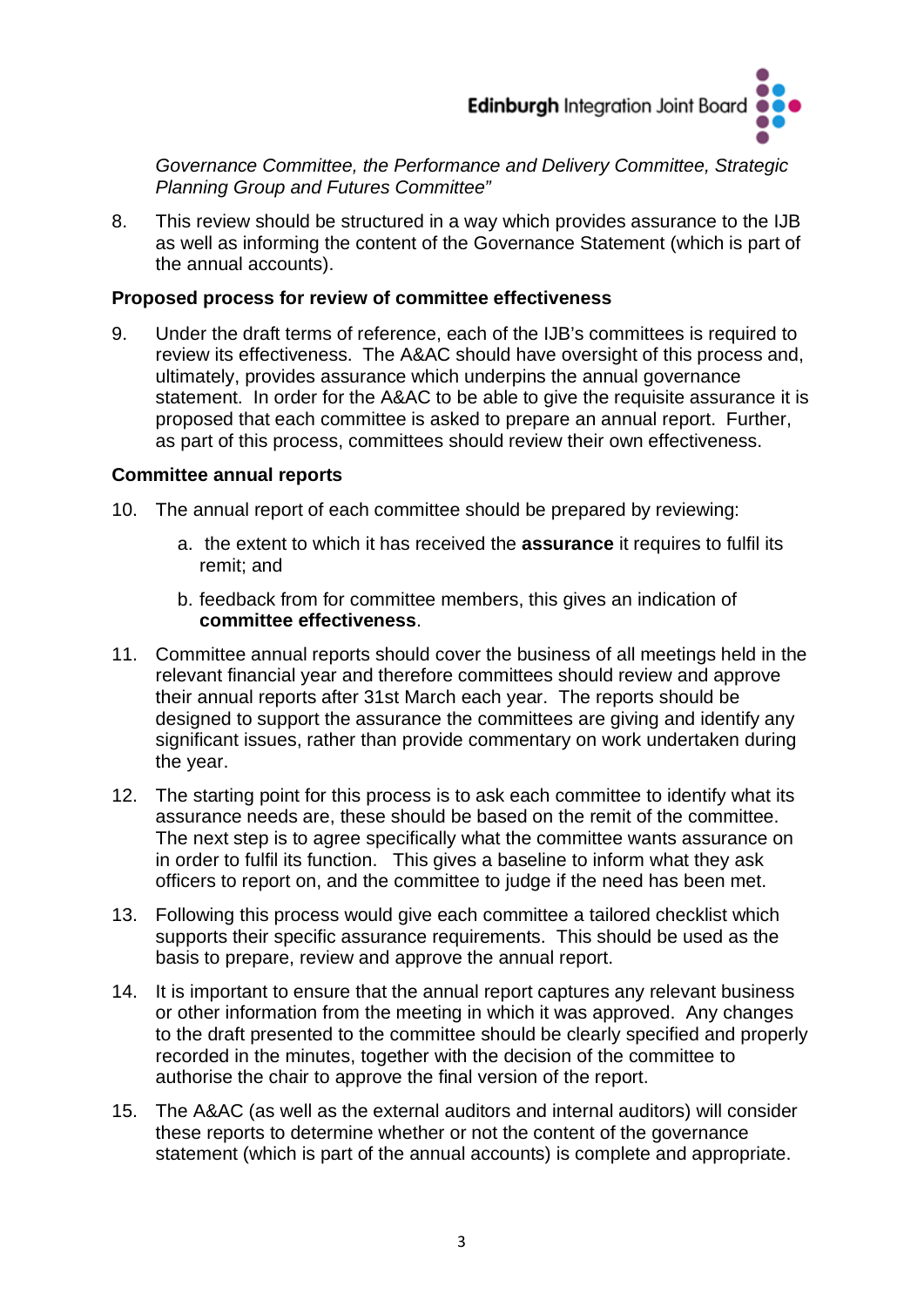*Governance Committee, the Performance and Delivery Committee, Strategic Planning Group and Futures Committee"*

8. This review should be structured in a way which provides assurance to the IJB as well as informing the content of the Governance Statement (which is part of the annual accounts).

**Proposed process for review of committee effectiveness**

9. Under the draft terms of reference, each of the IJB's committees is required to review its effectiveness. The A&AC should have oversight of this process and, ultimately, provides assurance which underpins the annual governance statement. In order for the A&AC to be able to give the requisite assurance it is proposed that each committee is asked to prepare an annual report. Further, as part of this process, committees should review their own effectiveness.

**Committee annual reports**

10. The annual report of each committee should be prepared by reviewing:

    a. the extent to which it has received the **assurance** it requires to fulfil its remit; and

    b. feedback from for committee members, this gives an indication of **committee effectiveness**.

11. Committee annual reports should cover the business of all meetings held in the relevant financial year and therefore committees should review and approve their annual reports after 31st March each year. The reports should be designed to support the assurance the committees are giving and identify any significant issues, rather than provide commentary on work undertaken during the year.

12. The starting point for this process is to ask each committee to identify what its assurance needs are, these should be based on the remit of the committee. The next step is to agree specifically what the committee wants assurance on in order to fulfil its function. This gives a baseline to inform what they ask officers to report on, and the committee to judge if the need has been met.

13. Following this process would give each committee a tailored checklist which supports their specific assurance requirements. This should be used as the basis to prepare, review and approve the annual report.

14. It is important to ensure that the annual report captures any relevant business or other information from the meeting in which it was approved. Any changes to the draft presented to the committee should be clearly specified and properly recorded in the minutes, together with the decision of the committee to authorise the chair to approve the final version of the report.

15. The A&AC (as well as the external auditors and internal auditors) will consider these reports to determine whether or not the content of the governance statement (which is part of the annual accounts) is complete and appropriate.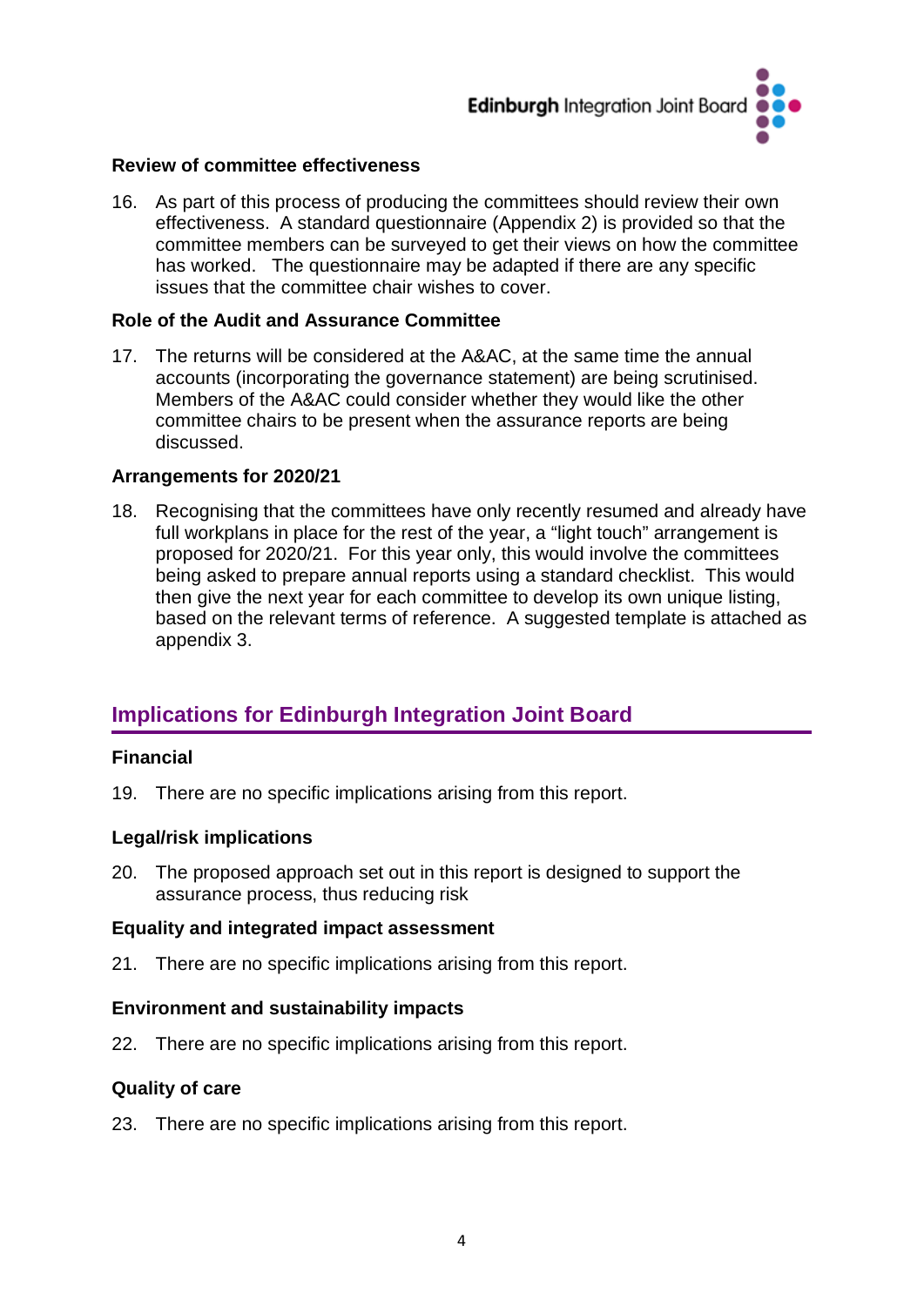**Review of committee effectiveness**

16. As part of this process of producing the committees should review their own effectiveness. A standard questionnaire (Appendix 2) is provided so that the committee members can be surveyed to get their views on how the committee has worked. The questionnaire may be adapted if there are any specific issues that the committee chair wishes to cover.

**Role of the Audit and Assurance Committee**

17. The returns will be considered at the A&AC, at the same time the annual accounts (incorporating the governance statement) are being scrutinised. Members of the A&AC could consider whether they would like the other committee chairs to be present when the assurance reports are being discussed.

**Arrangements for 2020/21**

18. Recognising that the committees have only recently resumed and already have full workplans in place for the rest of the year, a "light touch" arrangement is proposed for 2020/21. For this year only, this would involve the committees being asked to prepare annual reports using a standard checklist. This would then give the next year for each committee to develop its own unique listing, based on the relevant terms of reference. A suggested template is attached as appendix 3.

## Implications for Edinburgh Integration Joint Board

**Financial**

19. There are no specific implications arising from this report.

**Legal/risk implications**

20. The proposed approach set out in this report is designed to support the assurance process, thus reducing risk

**Equality and integrated impact assessment**

21. There are no specific implications arising from this report.

**Environment and sustainability impacts**

22. There are no specific implications arising from this report.

**Quality of care**

23. There are no specific implications arising from this report.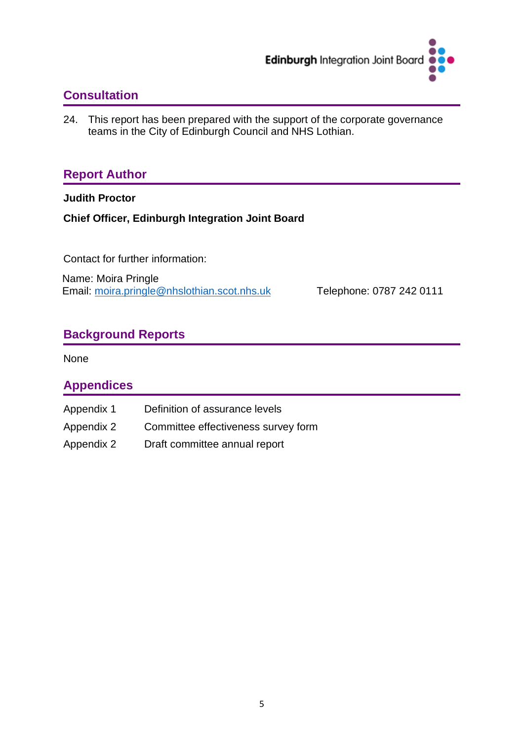## Consultation

24. This report has been prepared with the support of the corporate governance teams in the City of Edinburgh Council and NHS Lothian.

## Report Author

**Judith Proctor**

**Chief Officer, Edinburgh Integration Joint Board**

Contact for further information:

Name: Moira Pringle
Email: moira.pringle@nhslothian.scot.nhs.uk Telephone: 0787 242 0111

## Background Reports

None

## Appendices

| | |
|---|---|
| Appendix 1 | Definition of assurance levels |
| Appendix 2 | Committee effectiveness survey form |
| Appendix 2 | Draft committee annual report |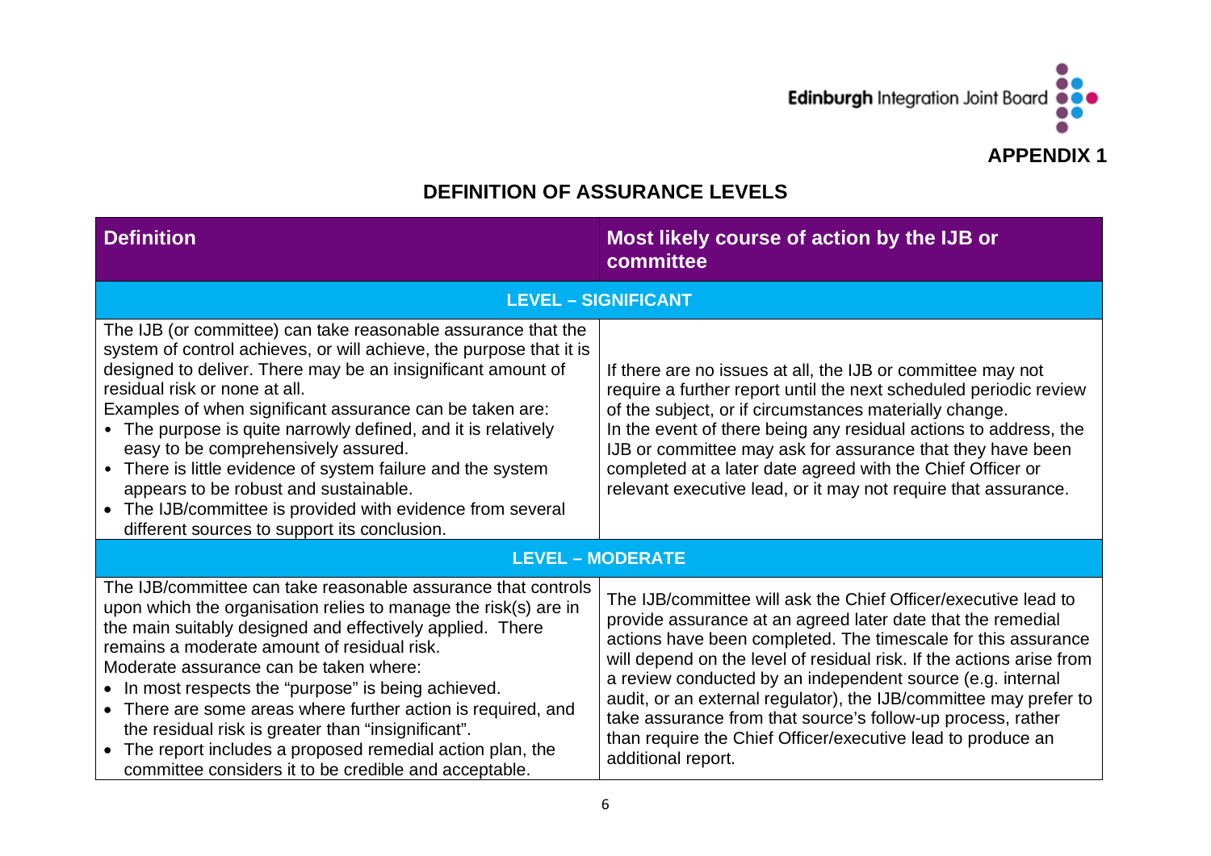Edinburgh Integration Joint Board

**APPENDIX 1**

## DEFINITION OF ASSURANCE LEVELS

| Definition | Most likely course of action by the IJB or committee |
| --- | --- |
| **LEVEL – SIGNIFICANT** | |
| The IJB (or committee) can take reasonable assurance that the system of control achieves, or will achieve, the purpose that it is designed to deliver. There may be an insignificant amount of residual risk or none at all.<br>Examples of when significant assurance can be taken are:<br>• The purpose is quite narrowly defined, and it is relatively easy to be comprehensively assured.<br>• There is little evidence of system failure and the system appears to be robust and sustainable.<br>• The IJB/committee is provided with evidence from several different sources to support its conclusion. | If there are no issues at all, the IJB or committee may not require a further report until the next scheduled periodic review of the subject, or if circumstances materially change.<br>In the event of there being any residual actions to address, the IJB or committee may ask for assurance that they have been completed at a later date agreed with the Chief Officer or relevant executive lead, or it may not require that assurance. |
| **LEVEL – MODERATE** | |
| The IJB/committee can take reasonable assurance that controls upon which the organisation relies to manage the risk(s) are in the main suitably designed and effectively applied. There remains a moderate amount of residual risk.<br>Moderate assurance can be taken where:<br>• In most respects the "purpose" is being achieved.<br>• There are some areas where further action is required, and the residual risk is greater than "insignificant".<br>• The report includes a proposed remedial action plan, the committee considers it to be credible and acceptable. | The IJB/committee will ask the Chief Officer/executive lead to provide assurance at an agreed later date that the remedial actions have been completed. The timescale for this assurance will depend on the level of residual risk. If the actions arise from a review conducted by an independent source (e.g. internal audit, or an external regulator), the IJB/committee may prefer to take assurance from that source's follow-up process, rather than require the Chief Officer/executive lead to produce an additional report. |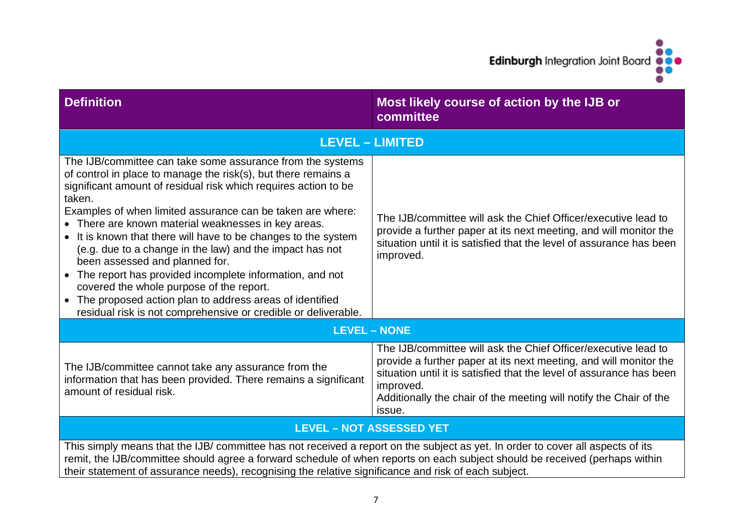| Definition | Most likely course of action by the IJB or committee |
|---|---|
| **LEVEL – LIMITED** | |
| The IJB/committee can take some assurance from the systems of control in place to manage the risk(s), but there remains a significant amount of residual risk which requires action to be taken.<br>Examples of when limited assurance can be taken are where:<br>• There are known material weaknesses in key areas.<br>• It is known that there will have to be changes to the system (e.g. due to a change in the law) and the impact has not been assessed and planned for.<br>• The report has provided incomplete information, and not covered the whole purpose of the report.<br>• The proposed action plan to address areas of identified residual risk is not comprehensive or credible or deliverable. | The IJB/committee will ask the Chief Officer/executive lead to provide a further paper at its next meeting, and will monitor the situation until it is satisfied that the level of assurance has been improved. |
| **LEVEL – NONE** | |
| The IJB/committee cannot take any assurance from the information that has been provided. There remains a significant amount of residual risk. | The IJB/committee will ask the Chief Officer/executive lead to provide a further paper at its next meeting, and will monitor the situation until it is satisfied that the level of assurance has been improved.<br>Additionally the chair of the meeting will notify the Chair of the issue. |
| **LEVEL – NOT ASSESSED YET** | |
| This simply means that the IJB/ committee has not received a report on the subject as yet. In order to cover all aspects of its remit, the IJB/committee should agree a forward schedule of when reports on each subject should be received (perhaps within their statement of assurance needs), recognising the relative significance and risk of each subject. | |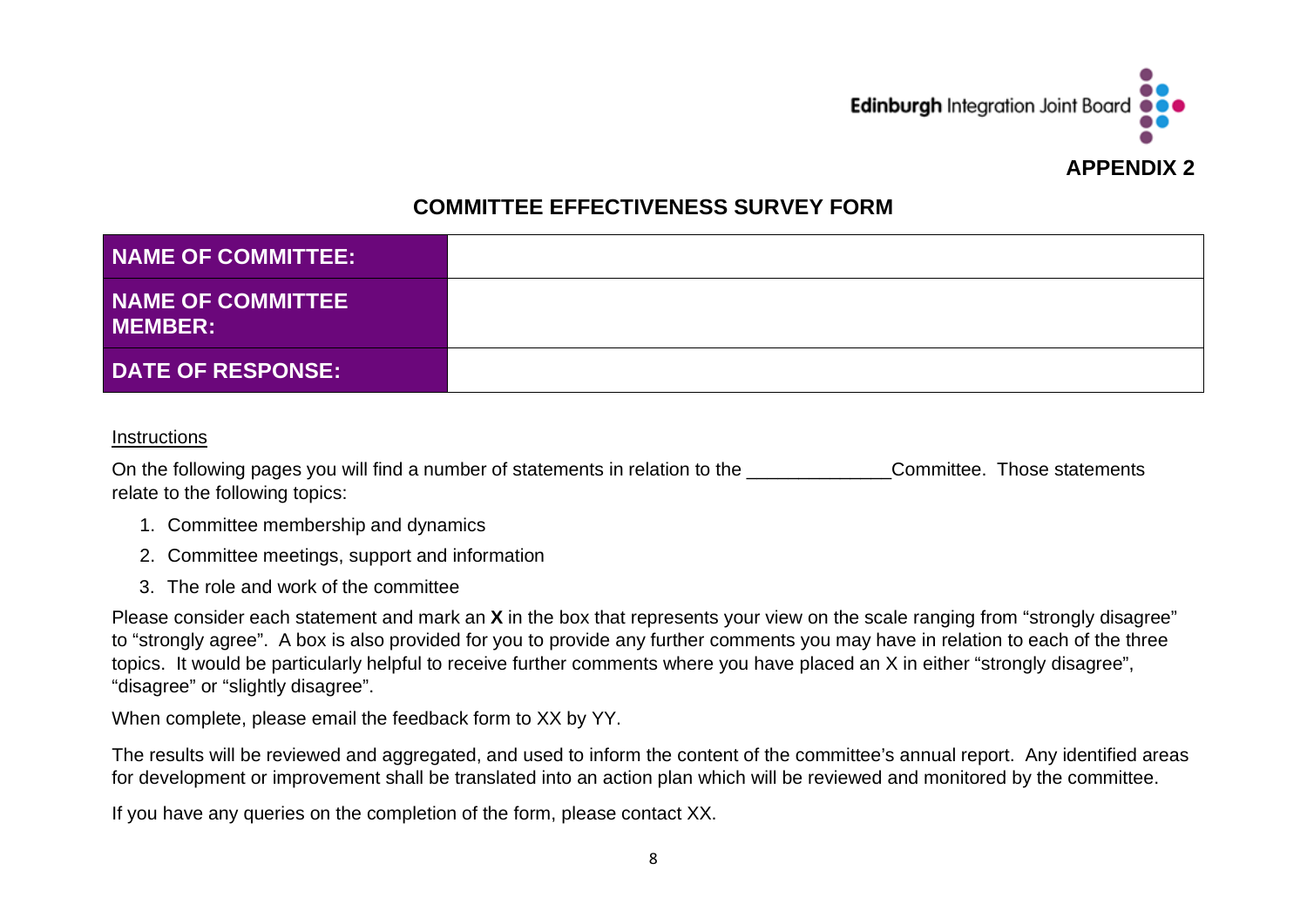Edinburgh Integration Joint Board

**APPENDIX 2**

## COMMITTEE EFFECTIVENESS SURVEY FORM

| NAME OF COMMITTEE: | |
|---|---|
| NAME OF COMMITTEE MEMBER: | |
| DATE OF RESPONSE: | |

Instructions

On the following pages you will find a number of statements in relation to the ______________Committee. Those statements relate to the following topics:

1. Committee membership and dynamics
2. Committee meetings, support and information
3. The role and work of the committee

Please consider each statement and mark an **X** in the box that represents your view on the scale ranging from "strongly disagree" to "strongly agree". A box is also provided for you to provide any further comments you may have in relation to each of the three topics. It would be particularly helpful to receive further comments where you have placed an X in either "strongly disagree", "disagree" or "slightly disagree".

When complete, please email the feedback form to XX by YY.

The results will be reviewed and aggregated, and used to inform the content of the committee's annual report. Any identified areas for development or improvement shall be translated into an action plan which will be reviewed and monitored by the committee.

If you have any queries on the completion of the form, please contact XX.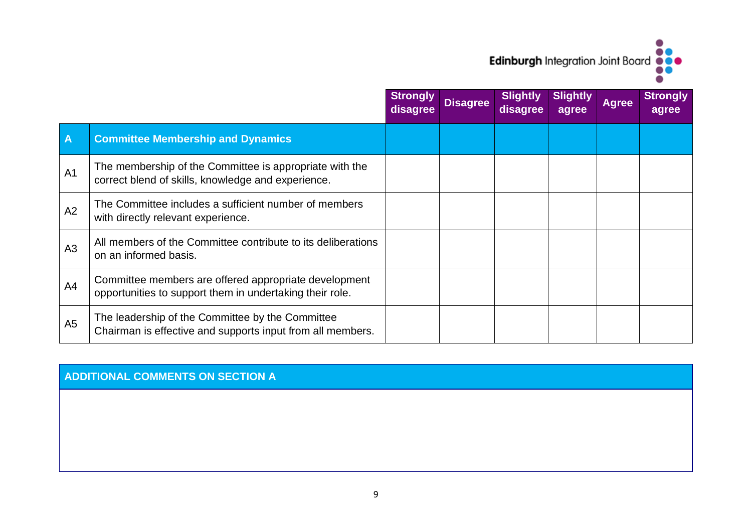Edinburgh Integration Joint Board

| | | Strongly disagree | Disagree | Slightly disagree | Slightly agree | Agree | Strongly agree |
|---|---|---|---|---|---|---|---|
| **A** | **Committee Membership and Dynamics** | | | | | | |
| A1 | The membership of the Committee is appropriate with the correct blend of skills, knowledge and experience. | | | | | | |
| A2 | The Committee includes a sufficient number of members with directly relevant experience. | | | | | | |
| A3 | All members of the Committee contribute to its deliberations on an informed basis. | | | | | | |
| A4 | Committee members are offered appropriate development opportunities to support them in undertaking their role. | | | | | | |
| A5 | The leadership of the Committee by the Committee Chairman is effective and supports input from all members. | | | | | | |

| ADDITIONAL COMMENTS ON SECTION A |
|---|
| |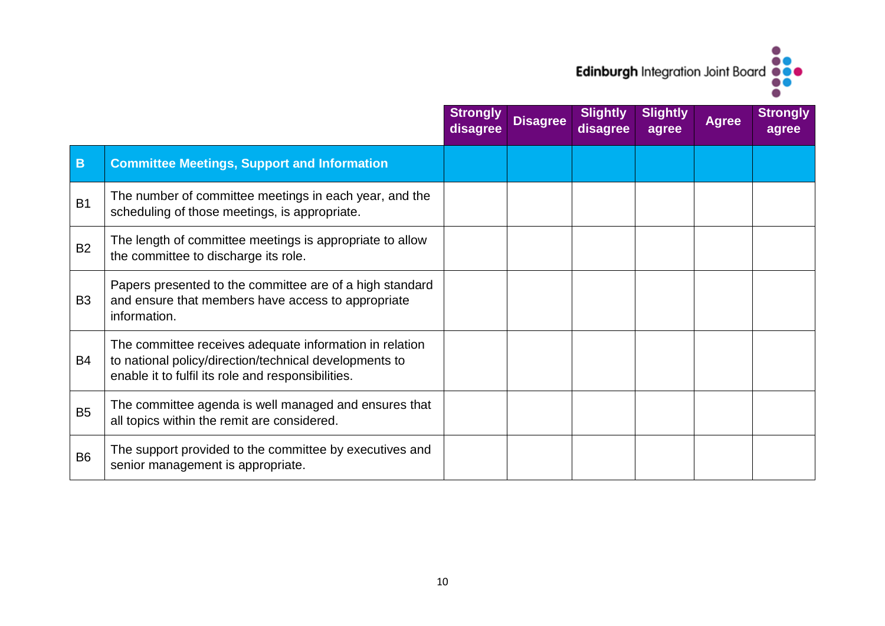| | | Strongly disagree | Disagree | Slightly disagree | Slightly agree | Agree | Strongly agree |
|---|---|---|---|---|---|---|---|
| **B** | **Committee Meetings, Support and Information** | | | | | | |
| B1 | The number of committee meetings in each year, and the scheduling of those meetings, is appropriate. | | | | | | |
| B2 | The length of committee meetings is appropriate to allow the committee to discharge its role. | | | | | | |
| B3 | Papers presented to the committee are of a high standard and ensure that members have access to appropriate information. | | | | | | |
| B4 | The committee receives adequate information in relation to national policy/direction/technical developments to enable it to fulfil its role and responsibilities. | | | | | | |
| B5 | The committee agenda is well managed and ensures that all topics within the remit are considered. | | | | | | |
| B6 | The support provided to the committee by executives and senior management is appropriate. | | | | | | |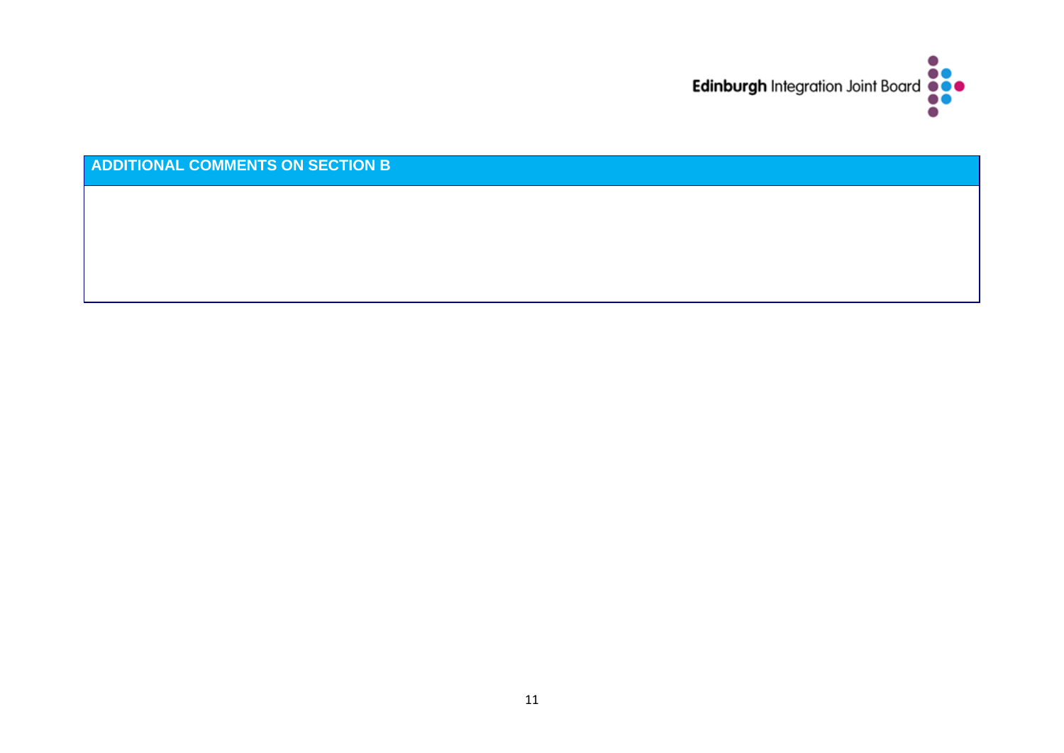| ADDITIONAL COMMENTS ON SECTION B |
| --- |
| |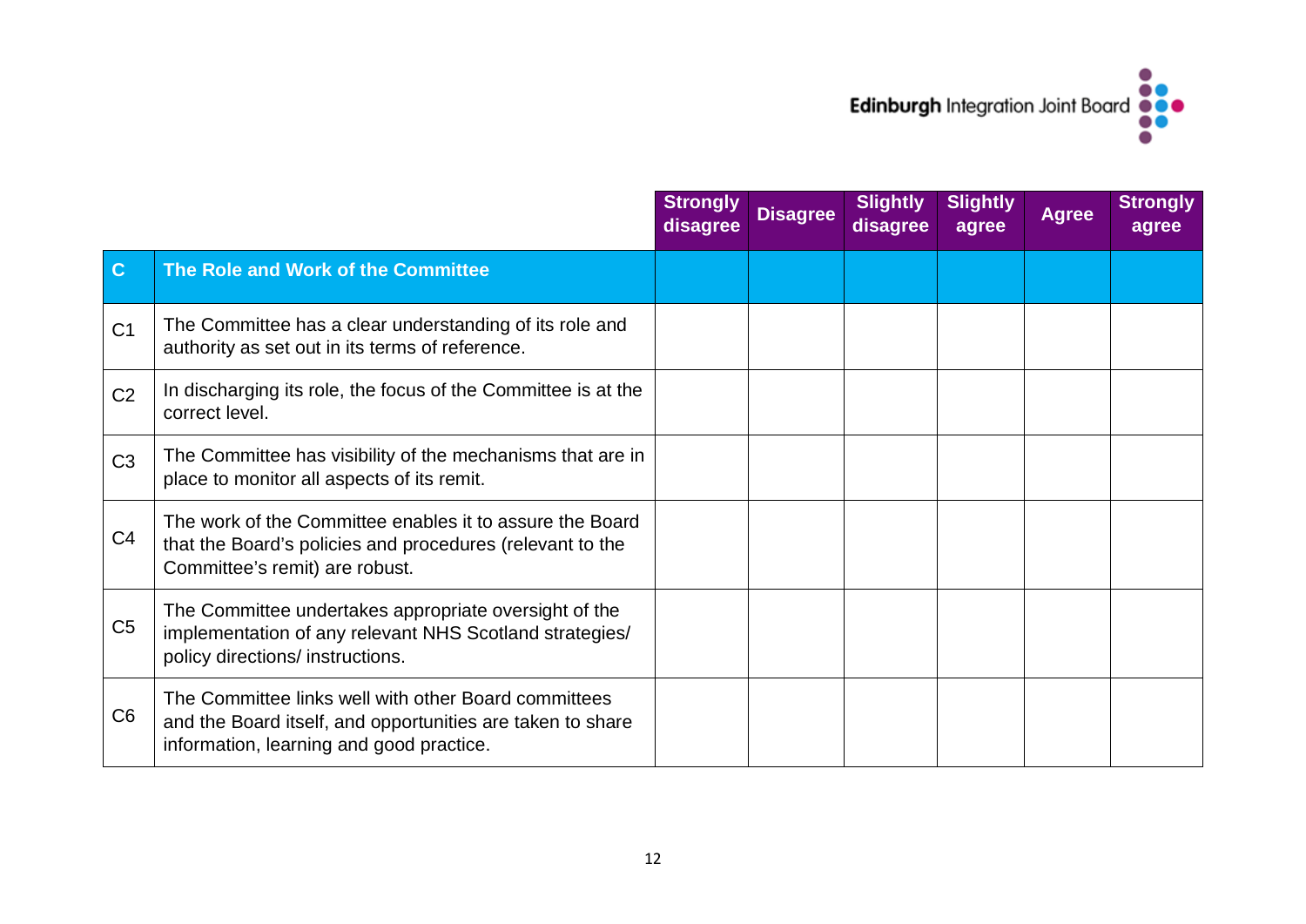| | | Strongly disagree | Disagree | Slightly disagree | Slightly agree | Agree | Strongly agree |
|---|---|---|---|---|---|---|---|
| **C** | **The Role and Work of the Committee** | | | | | | |
| C1 | The Committee has a clear understanding of its role and authority as set out in its terms of reference. | | | | | | |
| C2 | In discharging its role, the focus of the Committee is at the correct level. | | | | | | |
| C3 | The Committee has visibility of the mechanisms that are in place to monitor all aspects of its remit. | | | | | | |
| C4 | The work of the Committee enables it to assure the Board that the Board's policies and procedures (relevant to the Committee's remit) are robust. | | | | | | |
| C5 | The Committee undertakes appropriate oversight of the implementation of any relevant NHS Scotland strategies/ policy directions/ instructions. | | | | | | |
| C6 | The Committee links well with other Board committees and the Board itself, and opportunities are taken to share information, learning and good practice. | | | | | | |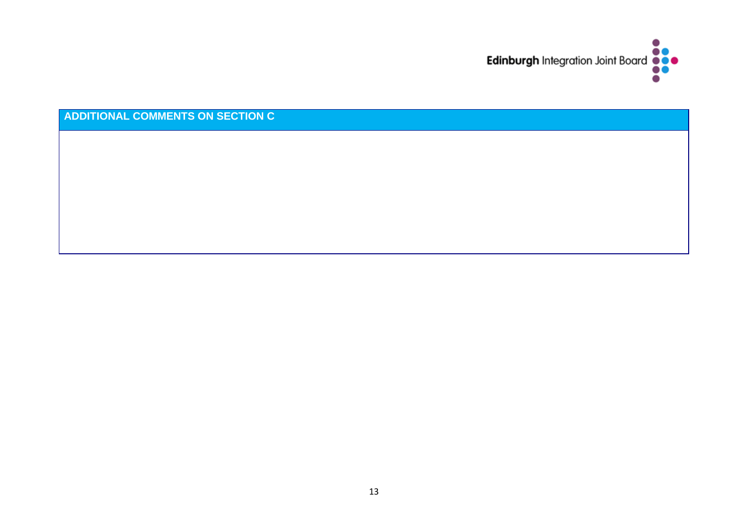| ADDITIONAL COMMENTS ON SECTION C |
| --- |
| |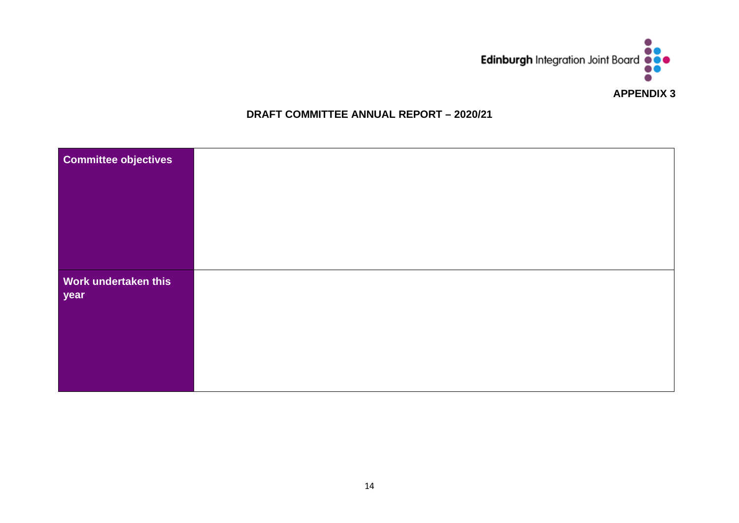Edinburgh Integration Joint Board

**APPENDIX 3**

## DRAFT COMMITTEE ANNUAL REPORT – 2020/21

| | |
|---|---|
| **Committee objectives** | |
| **Work undertaken this year** | |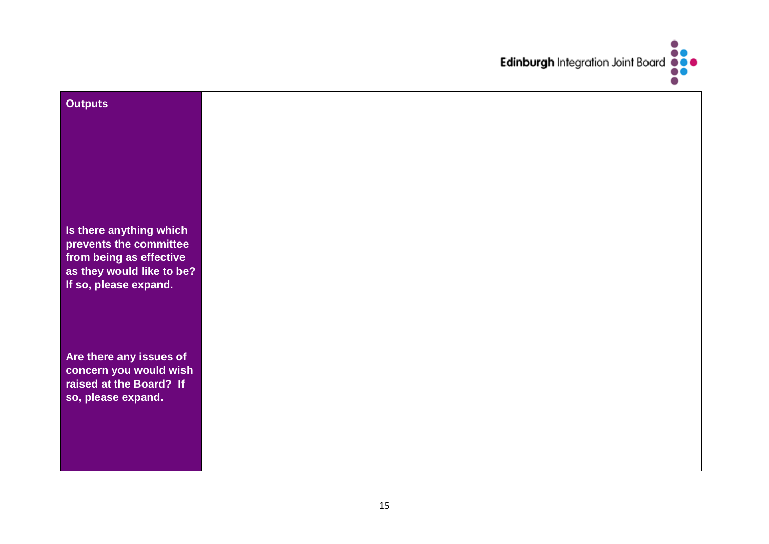| | |
|---|---|
| **Outputs** | |
| **Is there anything which prevents the committee from being as effective as they would like to be? If so, please expand.** | |
| **Are there any issues of concern you would wish raised at the Board? If so, please expand.** | |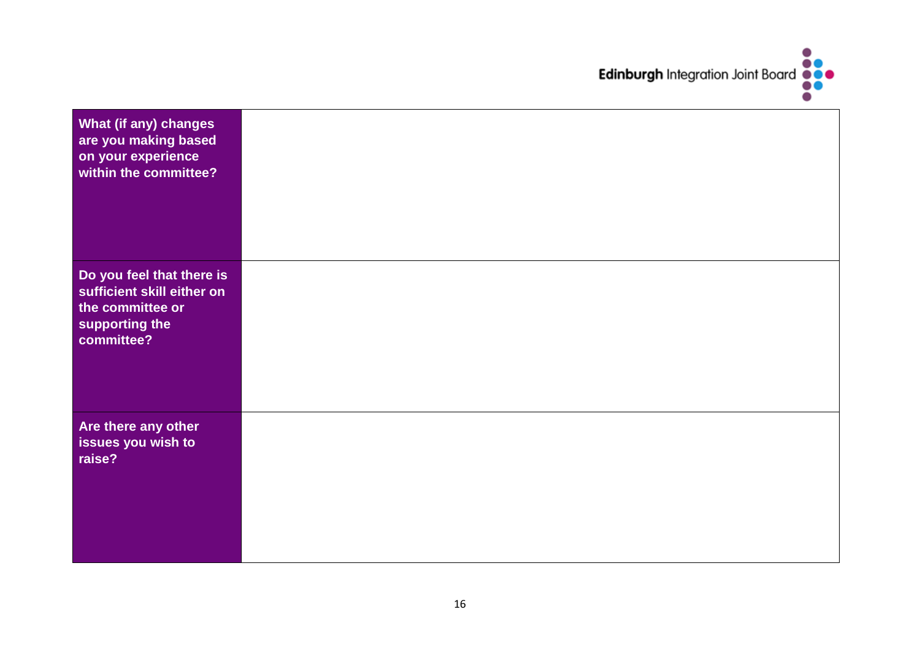| | |
|---|---|
| **What (if any) changes are you making based on your experience within the committee?** | |
| **Do you feel that there is sufficient skill either on the committee or supporting the committee?** | |
| **Are there any other issues you wish to raise?** | |